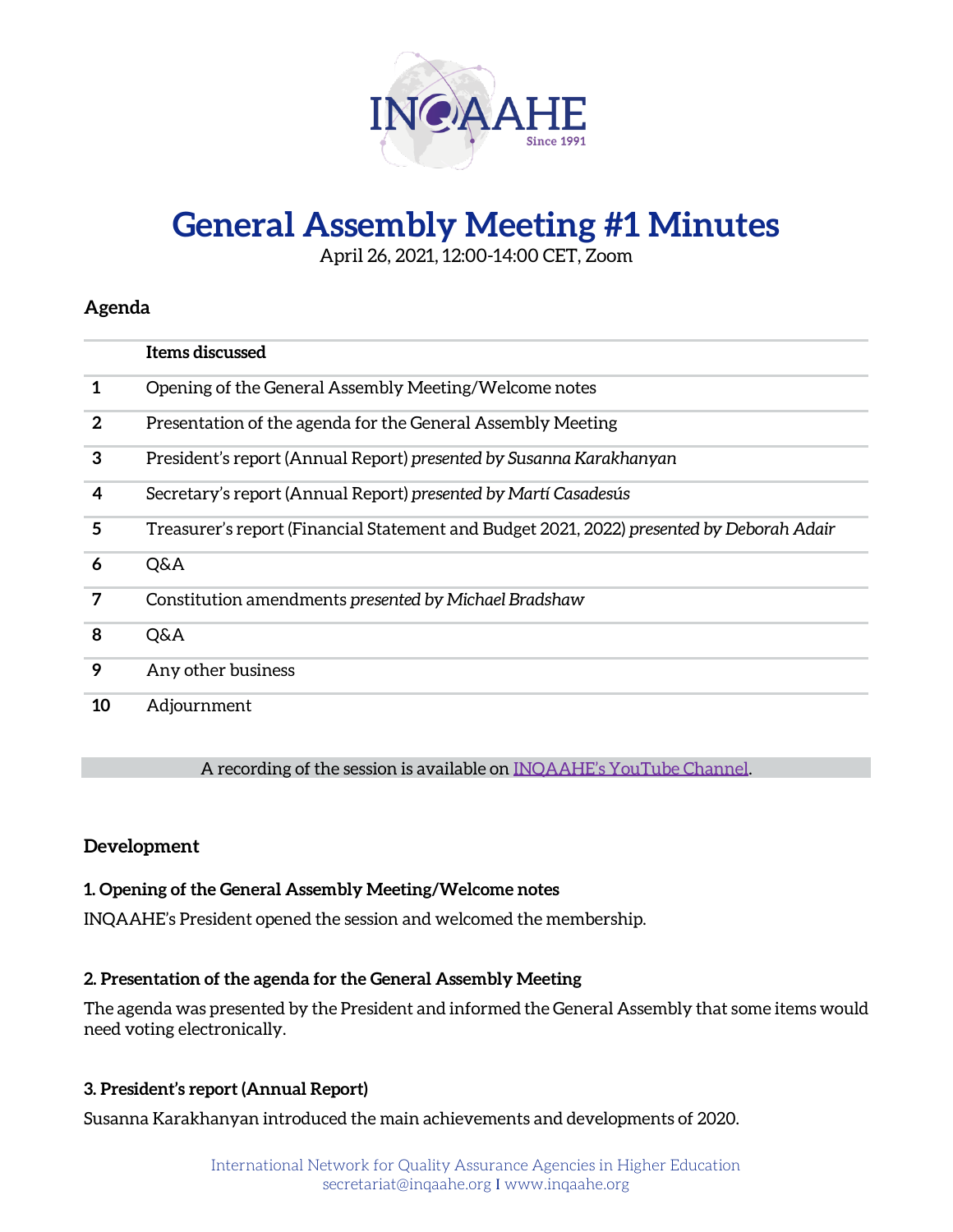# General Assembly Meeting #1 Minutes

April 26, 2021, 12:00-14:00 CET, Zoom

## Agenda

| | Items discussed |
|---|---|
| **1** | Opening of the General Assembly Meeting/Welcome notes |
| **2** | Presentation of the agenda for the General Assembly Meeting |
| **3** | President's report (Annual Report) *presented by Susanna Karakhanyan* |
| **4** | Secretary's report (Annual Report) *presented by Martí Casadesús* |
| **5** | Treasurer's report (Financial Statement and Budget 2021, 2022) *presented by Deborah Adair* |
| **6** | Q&A |
| **7** | Constitution amendments *presented by Michael Bradshaw* |
| **8** | Q&A |
| **9** | Any other business |
| **10** | Adjournment |

A recording of the session is available on [INQAAHE's YouTube Channel](INQAAHE's YouTube Channel).

## Development

### 1. Opening of the General Assembly Meeting/Welcome notes

INQAAHE's President opened the session and welcomed the membership.

### 2. Presentation of the agenda for the General Assembly Meeting

The agenda was presented by the President and informed the General Assembly that some items would need voting electronically.

### 3. President's report (Annual Report)

Susanna Karakhanyan introduced the main achievements and developments of 2020.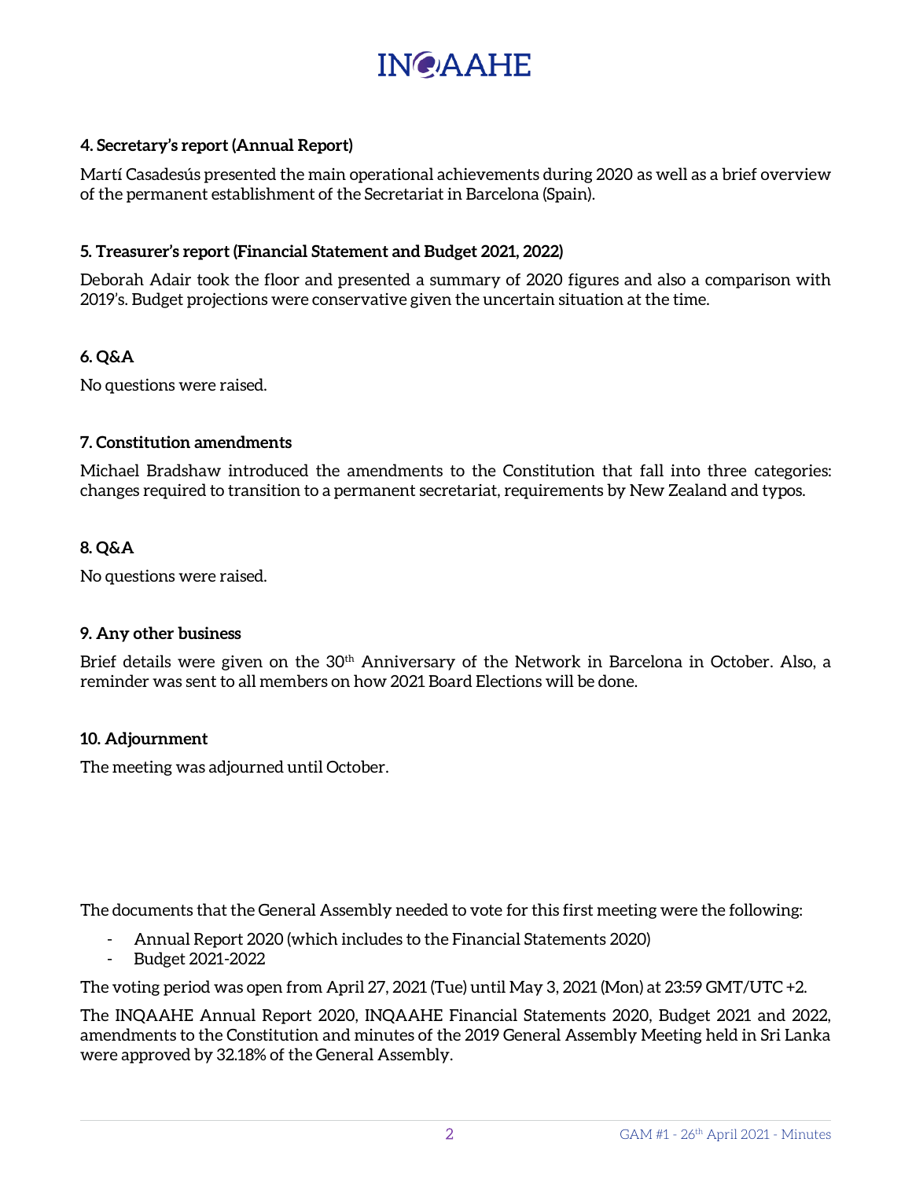#### 4. Secretary's report (Annual Report)

Martí Casadesús presented the main operational achievements during 2020 as well as a brief overview of the permanent establishment of the Secretariat in Barcelona (Spain).

#### 5. Treasurer's report (Financial Statement and Budget 2021, 2022)

Deborah Adair took the floor and presented a summary of 2020 figures and also a comparison with 2019's. Budget projections were conservative given the uncertain situation at the time.

#### 6. Q&A

No questions were raised.

#### 7. Constitution amendments

Michael Bradshaw introduced the amendments to the Constitution that fall into three categories: changes required to transition to a permanent secretariat, requirements by New Zealand and typos.

#### 8. Q&A

No questions were raised.

#### 9. Any other business

Brief details were given on the 30th Anniversary of the Network in Barcelona in October. Also, a reminder was sent to all members on how 2021 Board Elections will be done.

#### 10. Adjournment

The meeting was adjourned until October.

The documents that the General Assembly needed to vote for this first meeting were the following:

- Annual Report 2020 (which includes to the Financial Statements 2020)
- Budget 2021-2022

The voting period was open from April 27, 2021 (Tue) until May 3, 2021 (Mon) at 23:59 GMT/UTC +2.

The INQAAHE Annual Report 2020, INQAAHE Financial Statements 2020, Budget 2021 and 2022, amendments to the Constitution and minutes of the 2019 General Assembly Meeting held in Sri Lanka were approved by 32.18% of the General Assembly.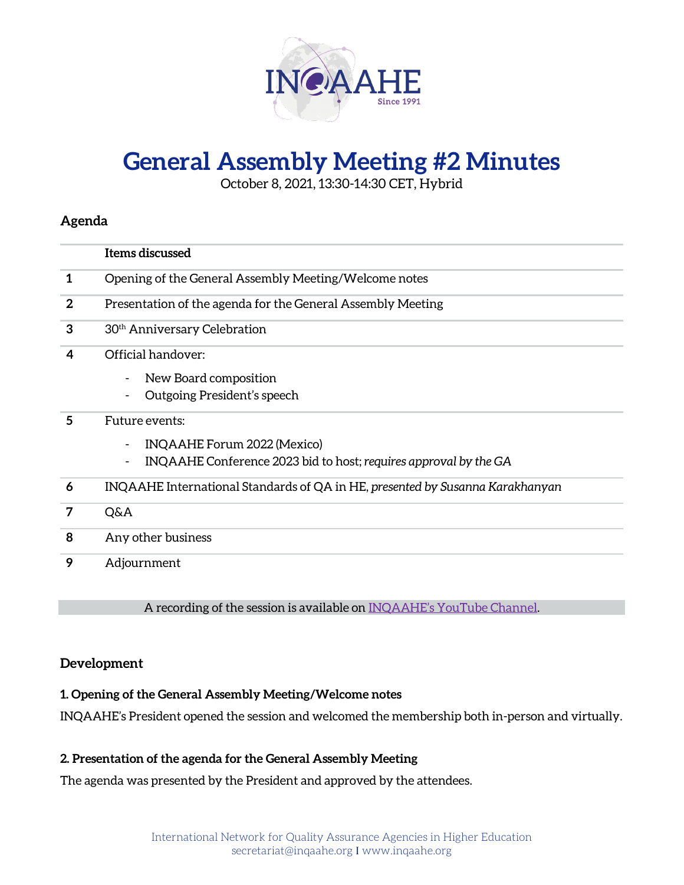# General Assembly Meeting #2 Minutes

October 8, 2021, 13:30-14:30 CET, Hybrid

## Agenda

| | Items discussed |
|---|---|
| 1 | Opening of the General Assembly Meeting/Welcome notes |
| 2 | Presentation of the agenda for the General Assembly Meeting |
| 3 | 30th Anniversary Celebration |
| 4 | Official handover:<br>- New Board composition<br>- Outgoing President's speech |
| 5 | Future events:<br>- INQAAHE Forum 2022 (Mexico)<br>- INQAAHE Conference 2023 bid to host; *requires approval by the GA* |
| 6 | INQAAHE International Standards of QA in HE, *presented by Susanna Karakhanyan* |
| 7 | Q&A |
| 8 | Any other business |
| 9 | Adjournment |

A recording of the session is available on [INQAAHE's YouTube Channel](#).

## Development

### 1. Opening of the General Assembly Meeting/Welcome notes

INQAAHE's President opened the session and welcomed the membership both in-person and virtually.

### 2. Presentation of the agenda for the General Assembly Meeting

The agenda was presented by the President and approved by the attendees.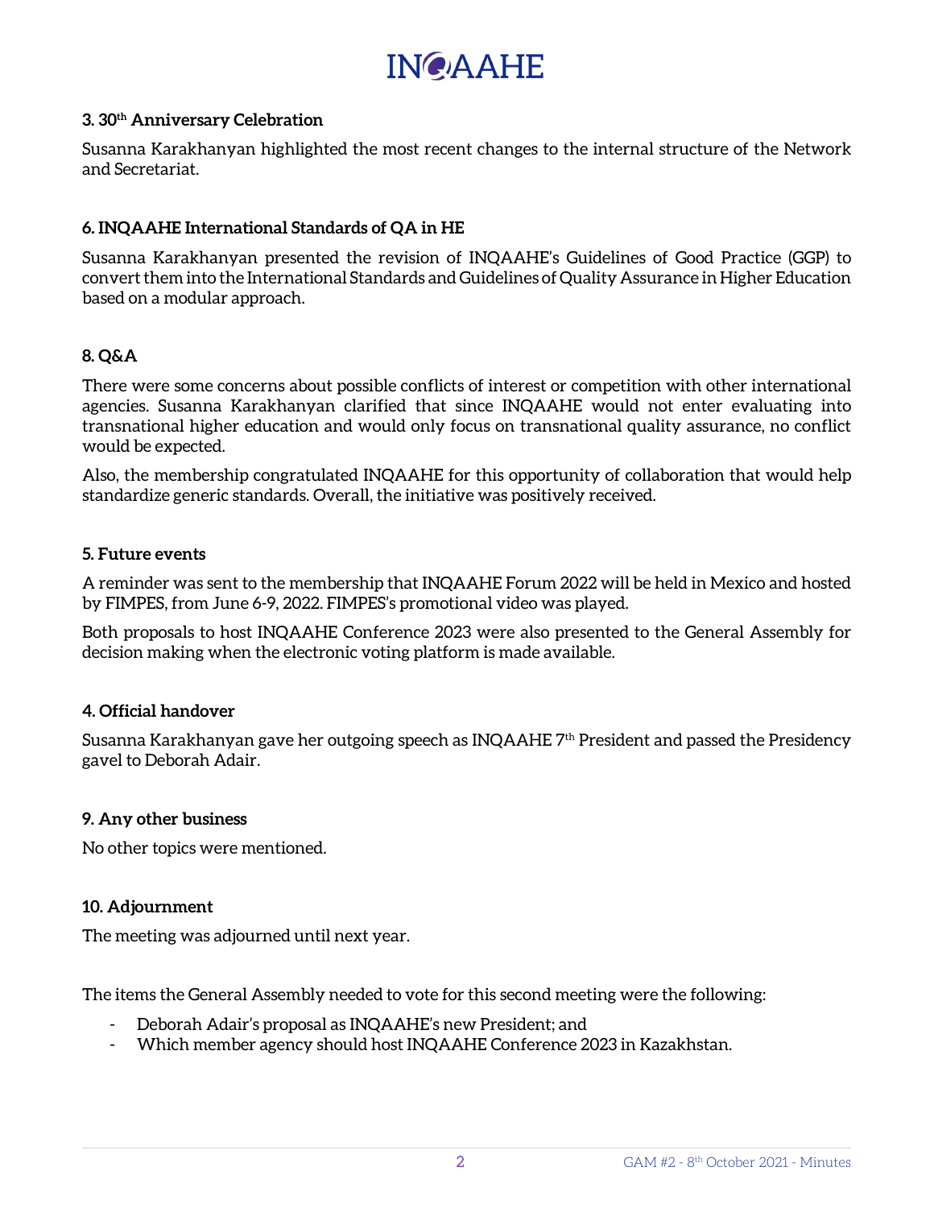### 3. 30th Anniversary Celebration

Susanna Karakhanyan highlighted the most recent changes to the internal structure of the Network and Secretariat.

### 6. INQAAHE International Standards of QA in HE

Susanna Karakhanyan presented the revision of INQAAHE's Guidelines of Good Practice (GGP) to convert them into the International Standards and Guidelines of Quality Assurance in Higher Education based on a modular approach.

### 8. Q&A

There were some concerns about possible conflicts of interest or competition with other international agencies. Susanna Karakhanyan clarified that since INQAAHE would not enter evaluating into transnational higher education and would only focus on transnational quality assurance, no conflict would be expected.

Also, the membership congratulated INQAAHE for this opportunity of collaboration that would help standardize generic standards. Overall, the initiative was positively received.

### 5. Future events

A reminder was sent to the membership that INQAAHE Forum 2022 will be held in Mexico and hosted by FIMPES, from June 6-9, 2022. FIMPES's promotional video was played.

Both proposals to host INQAAHE Conference 2023 were also presented to the General Assembly for decision making when the electronic voting platform is made available.

### 4. Official handover

Susanna Karakhanyan gave her outgoing speech as INQAAHE 7th President and passed the Presidency gavel to Deborah Adair.

### 9. Any other business

No other topics were mentioned.

### 10. Adjournment

The meeting was adjourned until next year.

The items the General Assembly needed to vote for this second meeting were the following:

- Deborah Adair's proposal as INQAAHE's new President; and
- Which member agency should host INQAAHE Conference 2023 in Kazakhstan.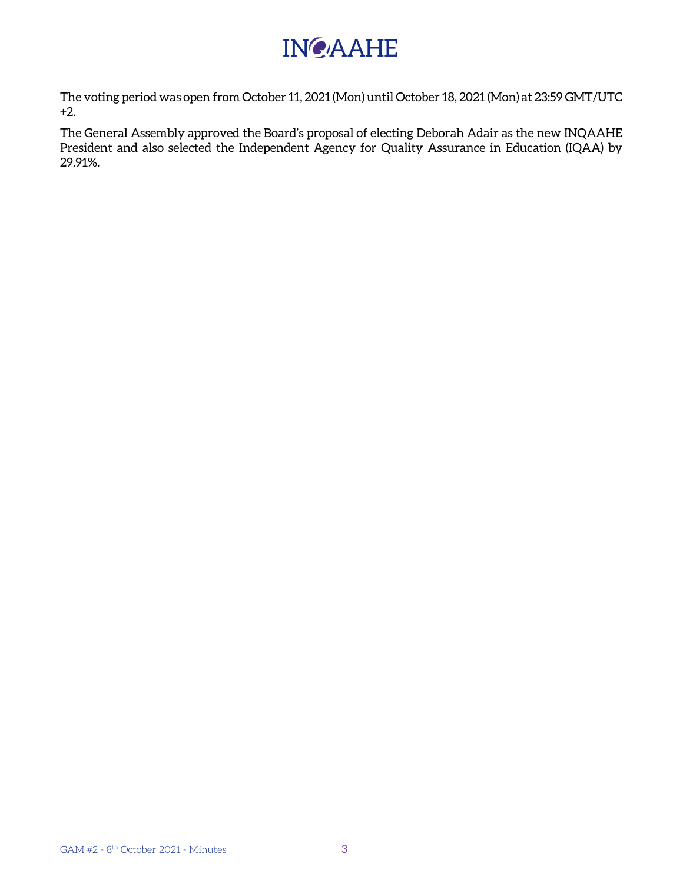The voting period was open from October 11, 2021 (Mon) until October 18, 2021 (Mon) at 23:59 GMT/UTC +2.

The General Assembly approved the Board's proposal of electing Deborah Adair as the new INQAAHE President and also selected the Independent Agency for Quality Assurance in Education (IQAA) by 29.91%.